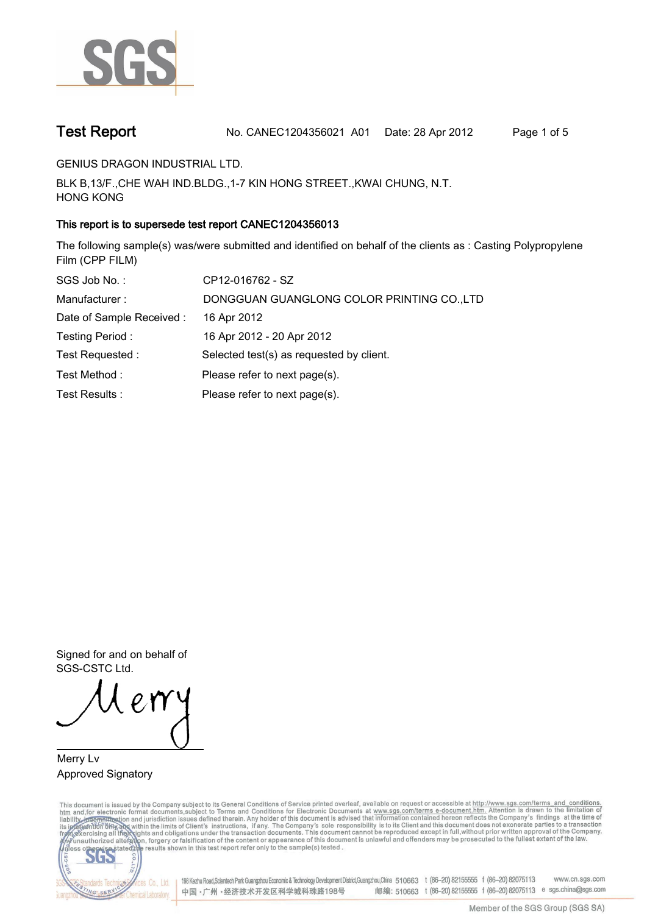# Test Report

No. CANEC1204356021 A01 Date: 28 Apr 2012

GENIUS DRAGON INDUSTRIAL LTD.

BLK B,13/F.,CHE WAH IND.BLDG.,1-7 KIN HONG STREET.,KWAI CHUNG, N.T.
HONG KONG

**This report is to supersede test report CANEC1204356013**

The following sample(s) was/were submitted and identified on behalf of the clients as : Casting Polypropylene Film (CPP FILM)

| | |
|---|---|
| SGS Job No. : | CP12-016762 - SZ |
| Manufacturer : | DONGGUAN GUANGLONG COLOR PRINTING CO.,LTD |
| Date of Sample Received : | 16 Apr 2012 |
| Testing Period : | 16 Apr 2012 - 20 Apr 2012 |
| Test Requested : | Selected test(s) as requested by client. |
| Test Method : | Please refer to next page(s). |
| Test Results : | Please refer to next page(s). |

Signed for and on behalf of
SGS-CSTC Ltd.

Merry Lv
Approved Signatory

This document is issued by the Company subject to its General Conditions of Service printed overleaf, available on request or accessible at http://www.sgs.com/terms_and_conditions.htm and,for electronic format documents,subject to Terms and Conditions for Electronic Documents at www.sgs.com/terms_e-document.htm. Attention is drawn to the limitation of liability, indemnification and jurisdiction issues defined therein. Any holder of this document is advised that information contained hereon reflects the Company's findings at the time of its intervention only and within the limits of Client's instructions, if any. The Company's sole responsibility is to its Client and this document does not exonerate parties to a transaction from exercising all their rights and obligations under the transaction documents. This document cannot be reproduced except in full,without prior written approval of the Company. Any unauthorized alteration, forgery or falsification of the content or appearance of this document is unlawful and offenders may be prosecuted to the fullest extent of the law. Unless otherwise stated the results shown in this test report refer only to the sample(s) tested .

198 Kezhu Road,Scientech Park Guangzhou Economic & Technology Development District,Guangzhou,China 510663 t (86-20) 82155555 f (86-20) 82075113 www.cn.sgs.com
中国・广州・经济技术开发区科学城科珠路198号 邮编: 510663 t (86-20) 82155555 f (86-20) 82075113 e sgs.china@sgs.com

Member of the SGS Group (SGS SA)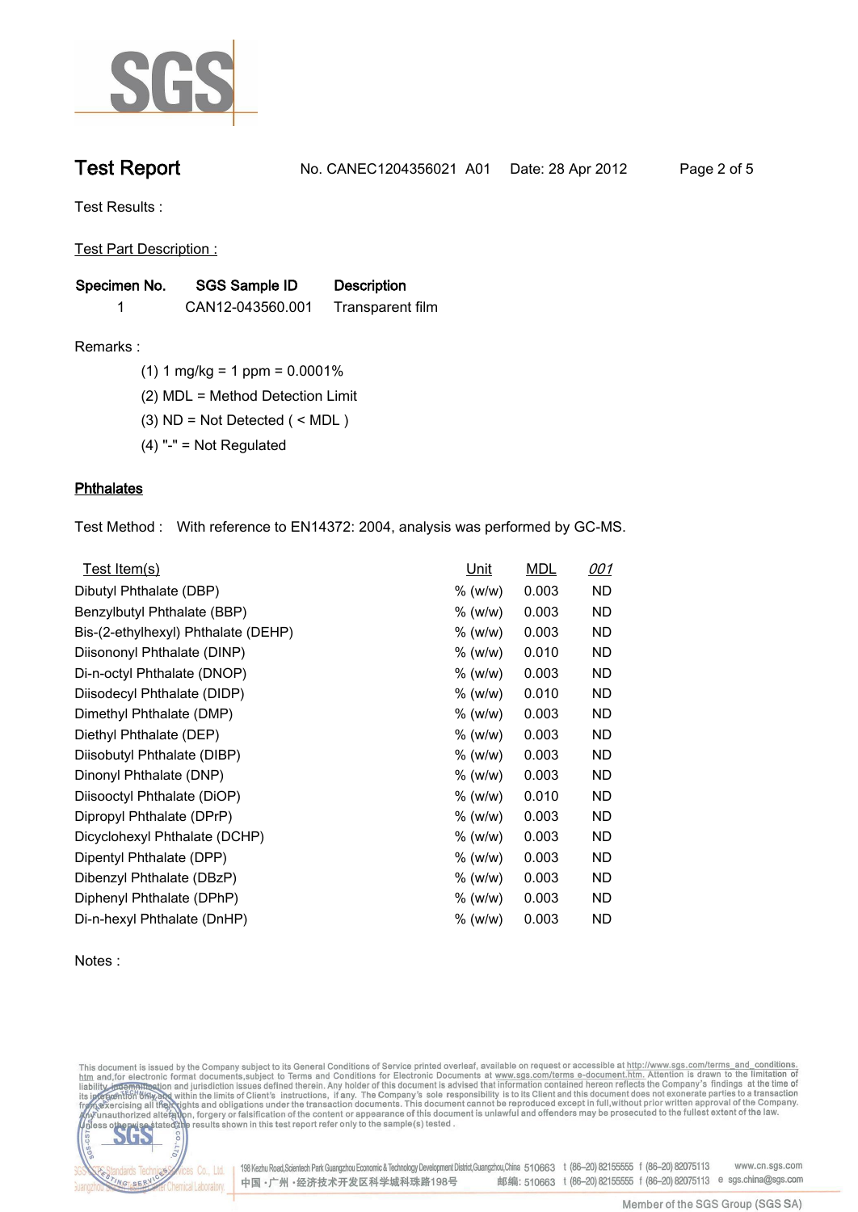# Test Report

No. CANEC1204356021 A01  Date: 28 Apr 2012

Test Results :

Test Part Description :

| Specimen No. | SGS Sample ID | Description |
|---|---|---|
| 1 | CAN12-043560.001 | Transparent film |

Remarks :

(1) 1 mg/kg = 1 ppm = 0.0001%

(2) MDL = Method Detection Limit

(3) ND = Not Detected ( < MDL )

(4) "-" = Not Regulated

## Phthalates

Test Method : With reference to EN14372: 2004, analysis was performed by GC-MS.

| Test Item(s) | Unit | MDL | *001* |
|---|---|---|---|
| Dibutyl Phthalate (DBP) | % (w/w) | 0.003 | ND |
| Benzylbutyl Phthalate (BBP) | % (w/w) | 0.003 | ND |
| Bis-(2-ethylhexyl) Phthalate (DEHP) | % (w/w) | 0.003 | ND |
| Diisononyl Phthalate (DINP) | % (w/w) | 0.010 | ND |
| Di-n-octyl Phthalate (DNOP) | % (w/w) | 0.003 | ND |
| Diisodecyl Phthalate (DIDP) | % (w/w) | 0.010 | ND |
| Dimethyl Phthalate (DMP) | % (w/w) | 0.003 | ND |
| Diethyl Phthalate (DEP) | % (w/w) | 0.003 | ND |
| Diisobutyl Phthalate (DIBP) | % (w/w) | 0.003 | ND |
| Dinonyl Phthalate (DNP) | % (w/w) | 0.003 | ND |
| Diisooctyl Phthalate (DiOP) | % (w/w) | 0.010 | ND |
| Dipropyl Phthalate (DPrP) | % (w/w) | 0.003 | ND |
| Dicyclohexyl Phthalate (DCHP) | % (w/w) | 0.003 | ND |
| Dipentyl Phthalate (DPP) | % (w/w) | 0.003 | ND |
| Dibenzyl Phthalate (DBzP) | % (w/w) | 0.003 | ND |
| Diphenyl Phthalate (DPhP) | % (w/w) | 0.003 | ND |
| Di-n-hexyl Phthalate (DnHP) | % (w/w) | 0.003 | ND |

Notes :

This document is issued by the Company subject to its General Conditions of Service printed overleaf, available on request or accessible at http://www.sgs.com/terms_and_conditions.htm and,for electronic format documents,subject to Terms and Conditions for Electronic Documents at www.sgs.com/terms_e-document.htm. Attention is drawn to the limitation of liability, indemnification and jurisdiction issues defined therein. Any holder of this document is advised that information contained hereon reflects the Company's findings at the time of its intervention only and within the limits of Client's instructions, if any. The Company's sole responsibility is to its Client and this document does not exonerate parties to a transaction from exercising all their rights and obligations under the transaction documents. This document cannot be reproduced except in full,without prior written approval of the Company. Any unauthorized alteration, forgery or falsification of the content or appearance of this document is unlawful and offenders may be prosecuted to the fullest extent of the law. Unless otherwise stated the results shown in this test report refer only to the sample(s) tested .

198 Kezhu Road,Scientech Park Guangzhou Economic & Technology Development District,Guangzhou,China 510663 t (86-20) 82155555 f (86-20) 82075113 www.cn.sgs.com

中国·广州·经济技术开发区科学城科珠路198号 邮编: 510663 t (86-20) 82155555 f (86-20) 82075113 e sgs.china@sgs.com

Member of the SGS Group (SGS SA)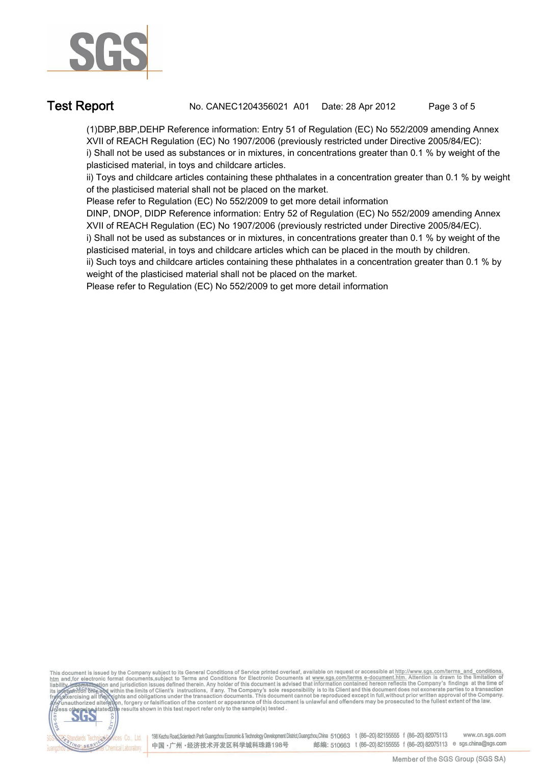(1)DBP,BBP,DEHP Reference information: Entry 51 of Regulation (EC) No 552/2009 amending Annex XVII of REACH Regulation (EC) No 1907/2006 (previously restricted under Directive 2005/84/EC):

i) Shall not be used as substances or in mixtures, in concentrations greater than 0.1 % by weight of the plasticised material, in toys and childcare articles.

ii) Toys and childcare articles containing these phthalates in a concentration greater than 0.1 % by weight of the plasticised material shall not be placed on the market.

Please refer to Regulation (EC) No 552/2009 to get more detail information

DINP, DNOP, DIDP Reference information: Entry 52 of Regulation (EC) No 552/2009 amending Annex XVII of REACH Regulation (EC) No 1907/2006 (previously restricted under Directive 2005/84/EC).

i) Shall not be used as substances or in mixtures, in concentrations greater than 0.1 % by weight of the plasticised material, in toys and childcare articles which can be placed in the mouth by children.

ii) Such toys and childcare articles containing these phthalates in a concentration greater than 0.1 % by weight of the plasticised material shall not be placed on the market.

Please refer to Regulation (EC) No 552/2009 to get more detail information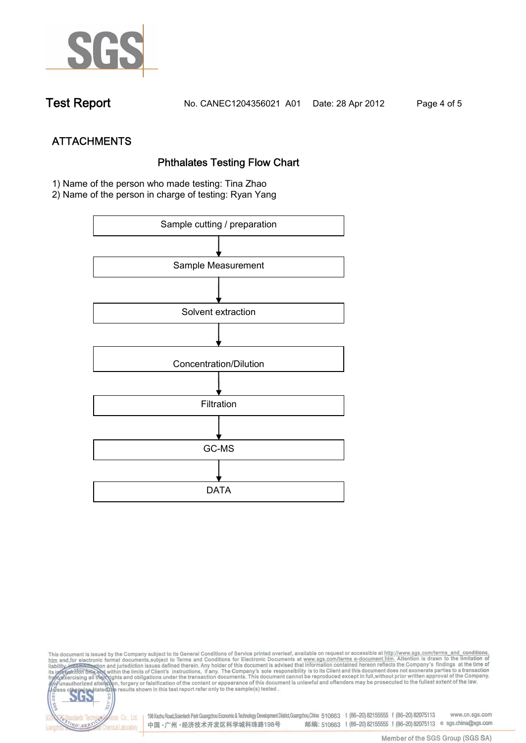## ATTACHMENTS

### Phthalates Testing Flow Chart

1) Name of the person who made testing: Tina Zhao
2) Name of the person in charge of testing: Ryan Yang

Sample cutting / preparation

↓

Sample Measurement

↓

Solvent extraction

↓

Concentration/Dilution

↓

Filtration

↓

GC-MS

↓

DATA

This document is issued by the Company subject to its General Conditions of Service printed overleaf, available on request or accessible at http://www.sgs.com/terms_and_conditions.htm and,for electronic format documents,subject to Terms and Conditions for Electronic Documents at www.sgs.com/terms e-document.htm. Attention is drawn to the limitation of liability, indemnification and jurisdiction issues defined therein. Any holder of this document is advised that information contained hereon reflects the Company's findings at the time of its intervention only and within the limits of Client's instructions, if any. The Company's sole responsibility is to its Client and this document does not exonerate parties to a transaction from exercising all their rights and obligations under the transaction documents. This document cannot be reproduced except in full,without prior written approval of the Company. Any unauthorized alteration, forgery or falsification of the content or appearance of this document is unlawful and offenders may be prosecuted to the fullest extent of the law. Unless otherwise stated the results shown in this test report refer only to the sample(s) tested .

198 Kezhu Road,Scientech Park Guangzhou Economic & Technology Development District,Guangzhou,China 510663 t (86-20) 82155555 f (86-20) 82075113 www.cn.sgs.com
中国・广州・经济技术开发区科学城科珠路198号 邮编: 510663 t (86-20) 82155555 f (86-20) 82075113 e sgs.china@sgs.com

Member of the SGS Group (SGS SA)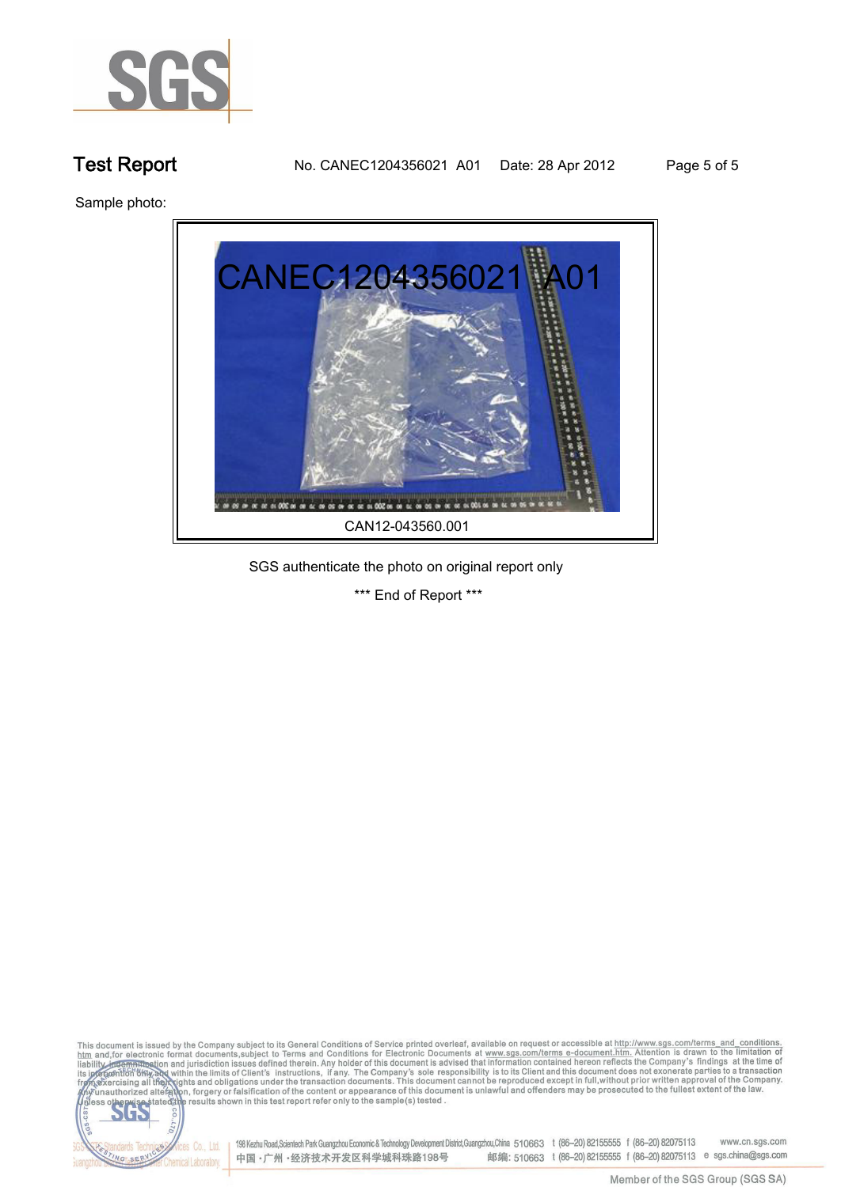Sample photo:

CANEC1204356021 A01

CAN12-043560.001

SGS authenticate the photo on original report only

*** End of Report ***

This document is issued by the Company subject to its General Conditions of Service printed overleaf, available on request or accessible at http://www.sgs.com/terms_and_conditions.htm and,for electronic format documents,subject to Terms and Conditions for Electronic Documents at www.sgs.com/terms_e-document.htm. Attention is drawn to the limitation of liability, indemnification and jurisdiction issues defined therein. Any holder of this document is advised that information contained hereon reflects the Company's findings at the time of its intervention only and within the limits of Client's instructions, if any. The Company's sole responsibility is to its Client and this document does not exonerate parties to a transaction from exercising all their rights and obligations under the transaction documents. This document cannot be reproduced except in full,without prior written approval of the Company. Any unauthorized alteration, forgery or falsification of the content or appearance of this document is unlawful and offenders may be prosecuted to the fullest extent of the law. Unless otherwise stated the results shown in this test report refer only to the sample(s) tested .

198 Kezhu Road,Scientech Park Guangzhou Economic & Technology Development District,Guangzhou,China 510663 t (86–20) 82155555 f (86–20) 82075113 www.cn.sgs.com
中国 · 广州 · 经济技术开发区科学城科珠路198号 邮编: 510663 t (86–20) 82155555 f (86–20) 82075113 e sgs.china@sgs.com

Member of the SGS Group (SGS SA)